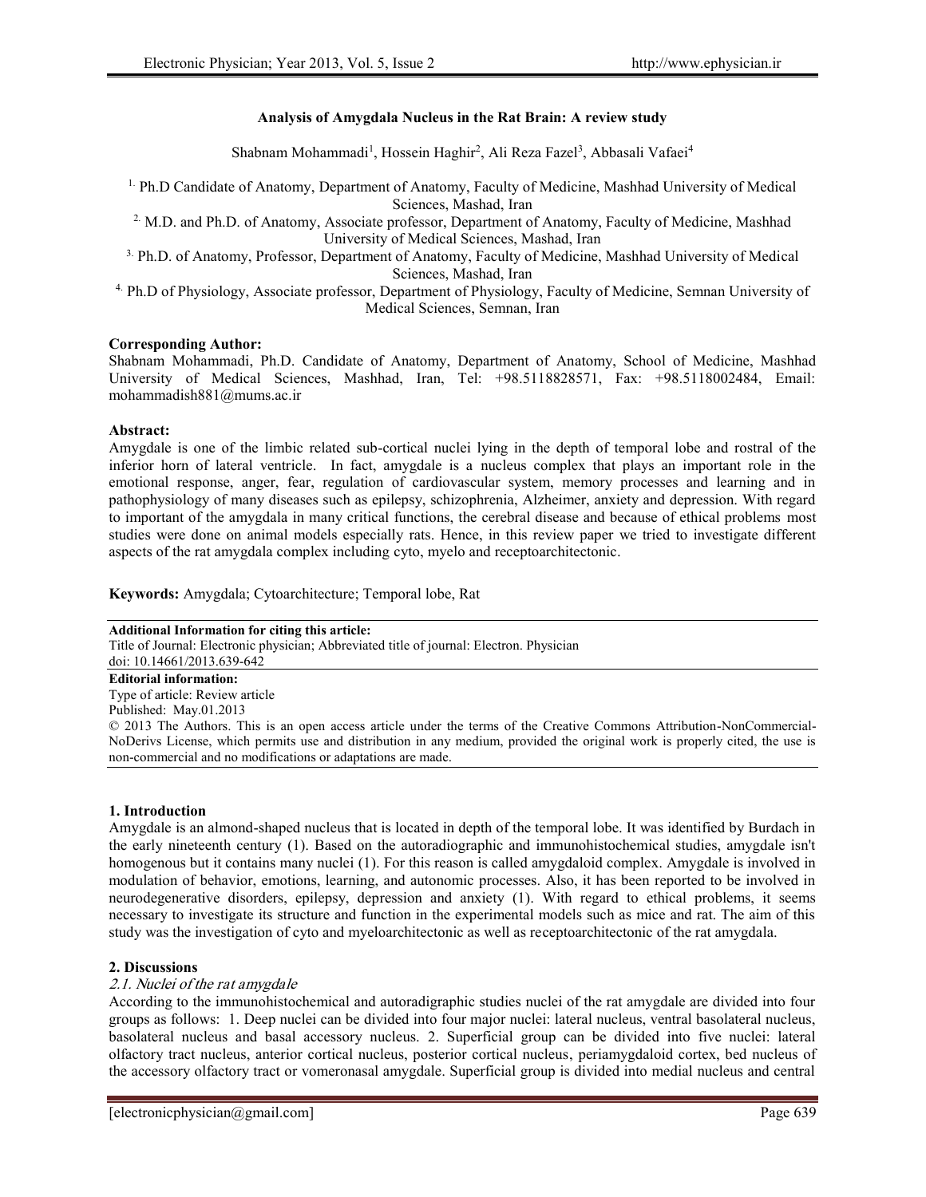# Analysis of Amygdala Nucleus in the Rat Brain: A review study

Shabnam Mohammadi[1], Hossein Haghir[2], Ali Reza Fazel[3], Abbasali Vafaei[4]

[1.] Ph.D Candidate of Anatomy, Department of Anatomy, Faculty of Medicine, Mashhad University of Medical Sciences, Mashad, Iran

[2.] M.D. and Ph.D. of Anatomy, Associate professor, Department of Anatomy, Faculty of Medicine, Mashhad University of Medical Sciences, Mashad, Iran

[3.] Ph.D. of Anatomy, Professor, Department of Anatomy, Faculty of Medicine, Mashhad University of Medical Sciences, Mashad, Iran

[4.] Ph.D of Physiology, Associate professor, Department of Physiology, Faculty of Medicine, Semnan University of Medical Sciences, Semnan, Iran

**Corresponding Author:**
Shabnam Mohammadi, Ph.D. Candidate of Anatomy, Department of Anatomy, School of Medicine, Mashhad University of Medical Sciences, Mashhad, Iran, Tel: +98.5118828571, Fax: +98.5118002484, Email: mohammadish881@mums.ac.ir

**Abstract:**
Amygdale is one of the limbic related sub-cortical nuclei lying in the depth of temporal lobe and rostral of the inferior horn of lateral ventricle. In fact, amygdale is a nucleus complex that plays an important role in the emotional response, anger, fear, regulation of cardiovascular system, memory processes and learning and in pathophysiology of many diseases such as epilepsy, schizophrenia, Alzheimer, anxiety and depression. With regard to important of the amygdala in many critical functions, the cerebral disease and because of ethical problems most studies were done on animal models especially rats. Hence, in this review paper we tried to investigate different aspects of the rat amygdala complex including cyto, myelo and receptoarchitectonic.

**Keywords:** Amygdala; Cytoarchitecture; Temporal lobe, Rat

**Additional Information for citing this article:**
Title of Journal: Electronic physician; Abbreviated title of journal: Electron. Physician
doi: 10.14661/2013.639-642

**Editorial information:**
Type of article: Review article
Published: May.01.2013
© 2013 The Authors. This is an open access article under the terms of the Creative Commons Attribution-NonCommercial-NoDerivs License, which permits use and distribution in any medium, provided the original work is properly cited, the use is non-commercial and no modifications or adaptations are made.

## 1. Introduction

Amygdale is an almond-shaped nucleus that is located in depth of the temporal lobe. It was identified by Burdach in the early nineteenth century (1). Based on the autoradiographic and immunohistochemical studies, amygdale isn't homogenous but it contains many nuclei (1). For this reason is called amygdaloid complex. Amygdale is involved in modulation of behavior, emotions, learning, and autonomic processes. Also, it has been reported to be involved in neurodegenerative disorders, epilepsy, depression and anxiety (1). With regard to ethical problems, it seems necessary to investigate its structure and function in the experimental models such as mice and rat. The aim of this study was the investigation of cyto and myeloarchitectonic as well as receptoarchitectonic of the rat amygdala.

## 2. Discussions

### *2.1. Nuclei of the rat amygdale*

According to the immunohistochemical and autoradigraphic studies nuclei of the rat amygdale are divided into four groups as follows: 1. Deep nuclei can be divided into four major nuclei: lateral nucleus, ventral basolateral nucleus, basolateral nucleus and basal accessory nucleus. 2. Superficial group can be divided into five nuclei: lateral olfactory tract nucleus, anterior cortical nucleus, posterior cortical nucleus, periamygdaloid cortex, bed nucleus of the accessory olfactory tract or vomeronasal amygdale. Superficial group is divided into medial nucleus and central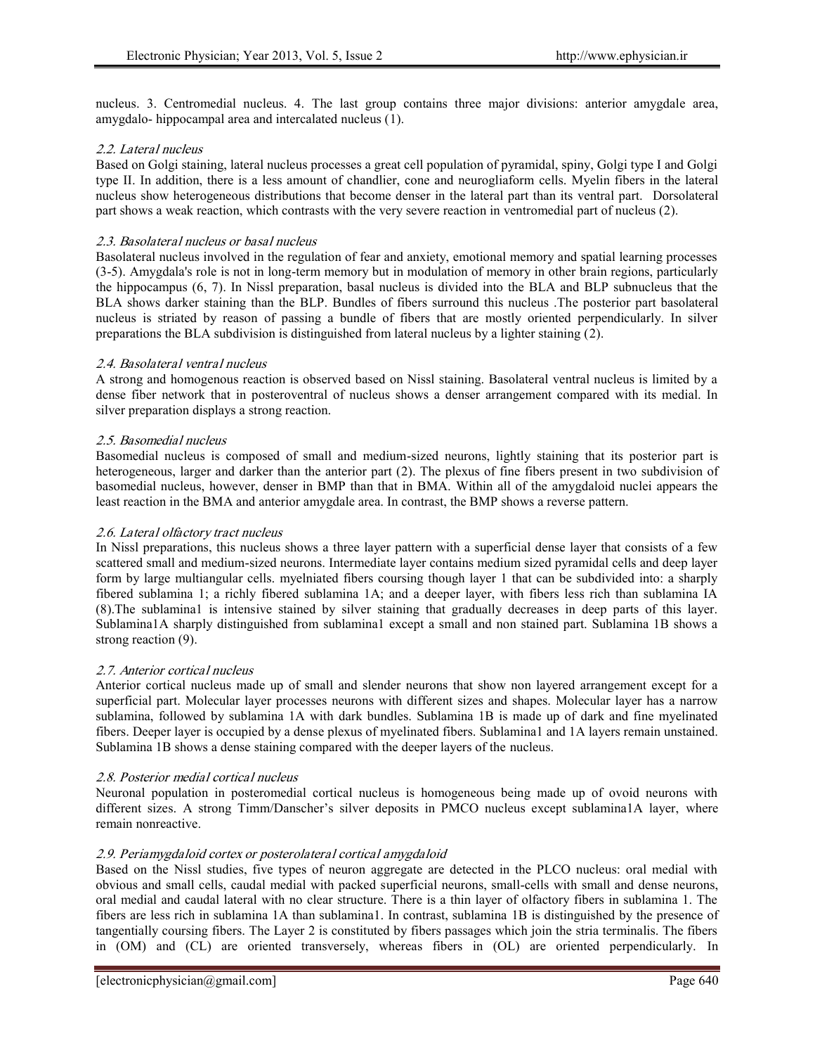nucleus. 3. Centromedial nucleus. 4. The last group contains three major divisions: anterior amygdale area, amygdalo- hippocampal area and intercalated nucleus (1).

### *2.2. Lateral nucleus*

Based on Golgi staining, lateral nucleus processes a great cell population of pyramidal, spiny, Golgi type I and Golgi type II. In addition, there is a less amount of chandlier, cone and neurogliaform cells. Myelin fibers in the lateral nucleus show heterogeneous distributions that become denser in the lateral part than its ventral part. Dorsolateral part shows a weak reaction, which contrasts with the very severe reaction in ventromedial part of nucleus (2).

### *2.3. Basolateral nucleus or basal nucleus*

Basolateral nucleus involved in the regulation of fear and anxiety, emotional memory and spatial learning processes (3-5). Amygdala's role is not in long-term memory but in modulation of memory in other brain regions, particularly the hippocampus (6, 7). In Nissl preparation, basal nucleus is divided into the BLA and BLP subnucleus that the BLA shows darker staining than the BLP. Bundles of fibers surround this nucleus .The posterior part basolateral nucleus is striated by reason of passing a bundle of fibers that are mostly oriented perpendicularly. In silver preparations the BLA subdivision is distinguished from lateral nucleus by a lighter staining (2).

### *2.4. Basolateral ventral nucleus*

A strong and homogenous reaction is observed based on Nissl staining. Basolateral ventral nucleus is limited by a dense fiber network that in posteroventral of nucleus shows a denser arrangement compared with its medial. In silver preparation displays a strong reaction.

### *2.5. Basomedial nucleus*

Basomedial nucleus is composed of small and medium-sized neurons, lightly staining that its posterior part is heterogeneous, larger and darker than the anterior part (2). The plexus of fine fibers present in two subdivision of basomedial nucleus, however, denser in BMP than that in BMA. Within all of the amygdaloid nuclei appears the least reaction in the BMA and anterior amygdale area. In contrast, the BMP shows a reverse pattern.

### *2.6. Lateral olfactory tract nucleus*

In Nissl preparations, this nucleus shows a three layer pattern with a superficial dense layer that consists of a few scattered small and medium-sized neurons. Intermediate layer contains medium sized pyramidal cells and deep layer form by large multiangular cells. myelniated fibers coursing though layer 1 that can be subdivided into: a sharply fibered sublamina 1; a richly fibered sublamina 1A; and a deeper layer, with fibers less rich than sublamina IA (8).The sublamina1 is intensive stained by silver staining that gradually decreases in deep parts of this layer. Sublamina1A sharply distinguished from sublamina1 except a small and non stained part. Sublamina 1B shows a strong reaction (9).

### *2.7. Anterior cortical nucleus*

Anterior cortical nucleus made up of small and slender neurons that show non layered arrangement except for a superficial part. Molecular layer processes neurons with different sizes and shapes. Molecular layer has a narrow sublamina, followed by sublamina 1A with dark bundles. Sublamina 1B is made up of dark and fine myelinated fibers. Deeper layer is occupied by a dense plexus of myelinated fibers. Sublamina1 and 1A layers remain unstained. Sublamina 1B shows a dense staining compared with the deeper layers of the nucleus.

### *2.8. Posterior medial cortical nucleus*

Neuronal population in posteromedial cortical nucleus is homogeneous being made up of ovoid neurons with different sizes. A strong Timm/Danscher's silver deposits in PMCO nucleus except sublamina1A layer, where remain nonreactive.

### *2.9. Periamygdaloid cortex or posterolateral cortical amygdaloid*

Based on the Nissl studies, five types of neuron aggregate are detected in the PLCO nucleus: oral medial with obvious and small cells, caudal medial with packed superficial neurons, small-cells with small and dense neurons, oral medial and caudal lateral with no clear structure. There is a thin layer of olfactory fibers in sublamina 1. The fibers are less rich in sublamina 1A than sublamina1. In contrast, sublamina 1B is distinguished by the presence of tangentially coursing fibers. The Layer 2 is constituted by fibers passages which join the stria terminalis. The fibers in (OM) and (CL) are oriented transversely, whereas fibers in (OL) are oriented perpendicularly. In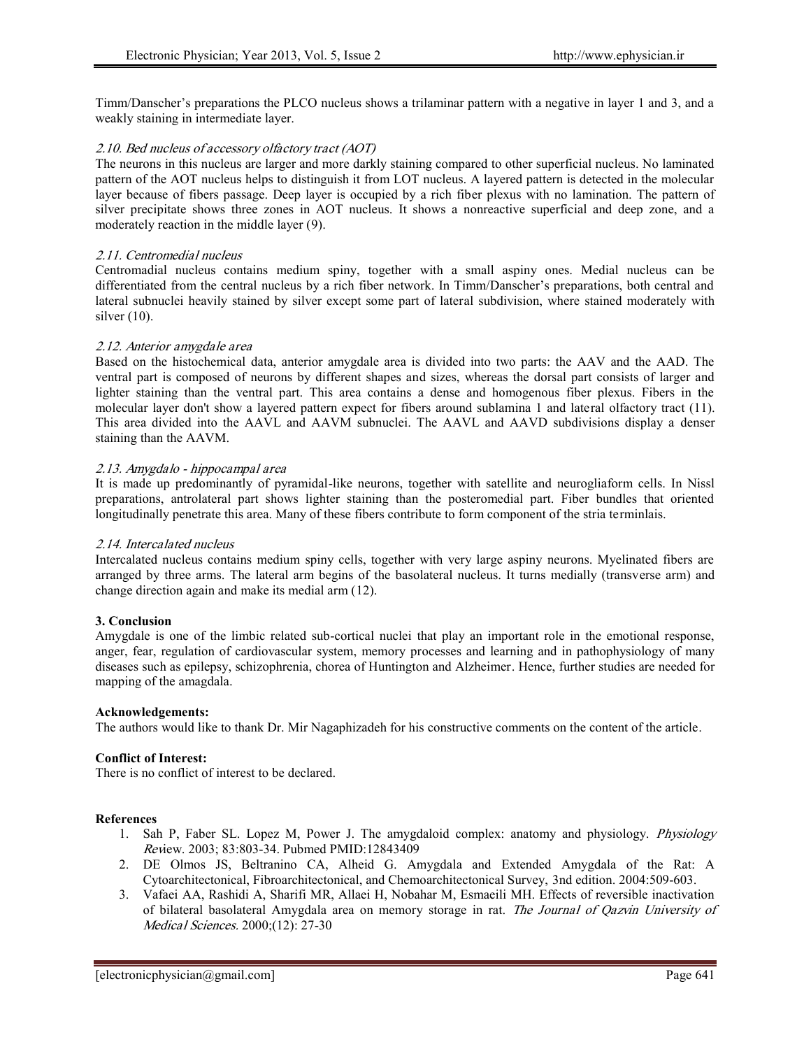Timm/Danscher's preparations the PLCO nucleus shows a trilaminar pattern with a negative in layer 1 and 3, and a weakly staining in intermediate layer.

### *2.10. Bed nucleus of accessory olfactory tract (AOT)*

The neurons in this nucleus are larger and more darkly staining compared to other superficial nucleus. No laminated pattern of the AOT nucleus helps to distinguish it from LOT nucleus. A layered pattern is detected in the molecular layer because of fibers passage. Deep layer is occupied by a rich fiber plexus with no lamination. The pattern of silver precipitate shows three zones in AOT nucleus. It shows a nonreactive superficial and deep zone, and a moderately reaction in the middle layer (9).

### *2.11. Centromedial nucleus*

Centromadial nucleus contains medium spiny, together with a small aspiny ones. Medial nucleus can be differentiated from the central nucleus by a rich fiber network. In Timm/Danscher's preparations, both central and lateral subnuclei heavily stained by silver except some part of lateral subdivision, where stained moderately with silver (10).

### *2.12. Anterior amygdale area*

Based on the histochemical data, anterior amygdale area is divided into two parts: the AAV and the AAD. The ventral part is composed of neurons by different shapes and sizes, whereas the dorsal part consists of larger and lighter staining than the ventral part. This area contains a dense and homogenous fiber plexus. Fibers in the molecular layer don't show a layered pattern expect for fibers around sublamina 1 and lateral olfactory tract (11). This area divided into the AAVL and AAVM subnuclei. The AAVL and AAVD subdivisions display a denser staining than the AAVM.

### *2.13. Amygdalo - hippocampal area*

It is made up predominantly of pyramidal-like neurons, together with satellite and neurogliaform cells. In Nissl preparations, antrolateral part shows lighter staining than the posteromedial part. Fiber bundles that oriented longitudinally penetrate this area. Many of these fibers contribute to form component of the stria terminlais.

### *2.14. Intercalated nucleus*

Intercalated nucleus contains medium spiny cells, together with very large aspiny neurons. Myelinated fibers are arranged by three arms. The lateral arm begins of the basolateral nucleus. It turns medially (transverse arm) and change direction again and make its medial arm (12).

## 3. Conclusion

Amygdale is one of the limbic related sub-cortical nuclei that play an important role in the emotional response, anger, fear, regulation of cardiovascular system, memory processes and learning and in pathophysiology of many diseases such as epilepsy, schizophrenia, chorea of Huntington and Alzheimer. Hence, further studies are needed for mapping of the amagdala.

**Acknowledgements:**

The authors would like to thank Dr. Mir Nagaphizadeh for his constructive comments on the content of the article.

**Conflict of Interest:**

There is no conflict of interest to be declared.

**References**

1. Sah P, Faber SL. Lopez M, Power J. The amygdaloid complex: anatomy and physiology. *Physiology Rev*iew. 2003; 83:803-34. Pubmed PMID:12843409
2. DE Olmos JS, Beltranino CA, Alheid G. Amygdala and Extended Amygdala of the Rat: A Cytoarchitectonical, Fibroarchitectonical, and Chemoarchitectonical Survey, 3nd edition. 2004:509-603.
3. Vafaei AA, Rashidi A, Sharifi MR, Allaei H, Nobahar M, Esmaeili MH. Effects of reversible inactivation of bilateral basolateral Amygdala area on memory storage in rat. *The Journal of Qazvin University of Medical Sciences*. 2000;(12): 27-30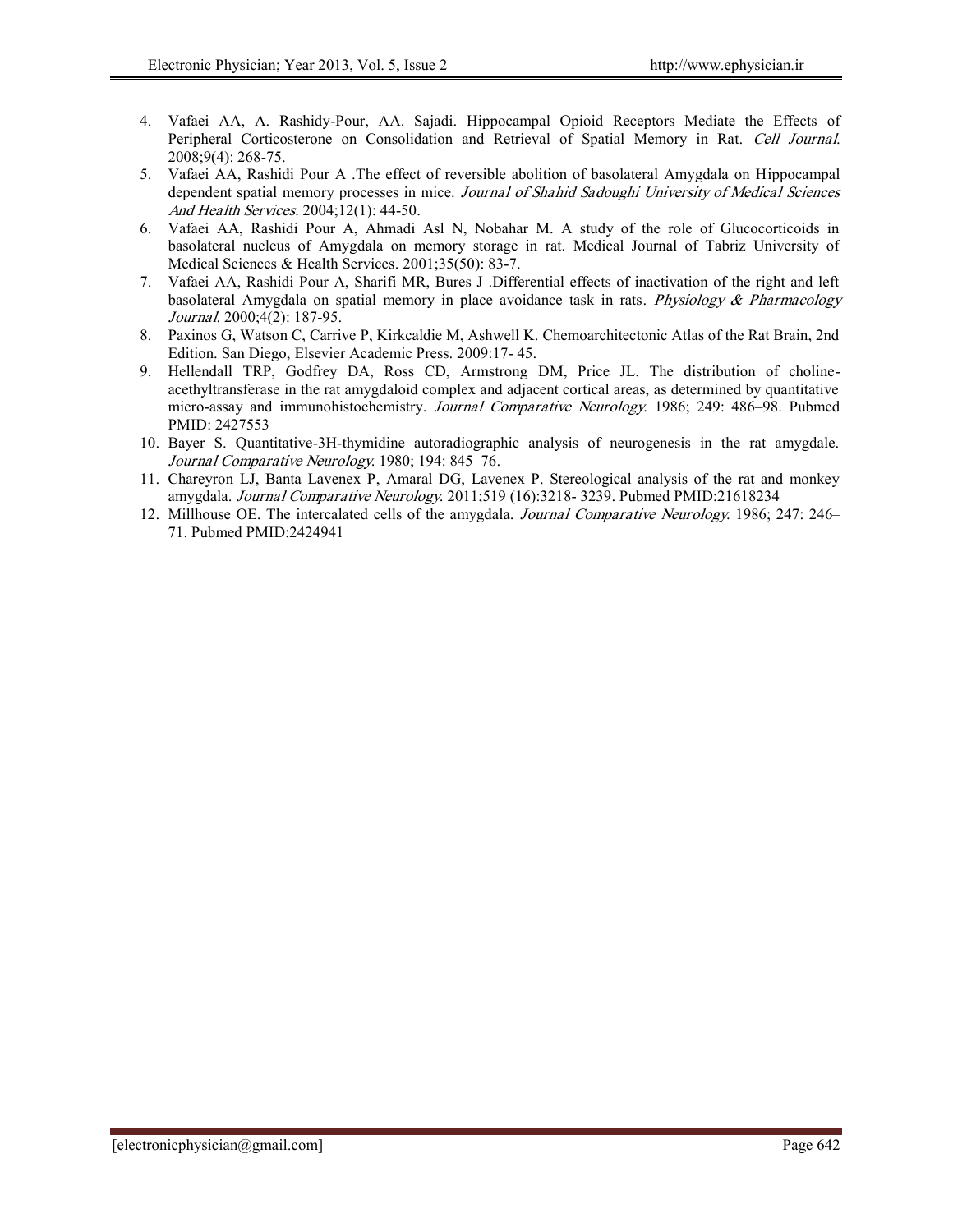4. Vafaei AA, A. Rashidy-Pour, AA. Sajadi. Hippocampal Opioid Receptors Mediate the Effects of Peripheral Corticosterone on Consolidation and Retrieval of Spatial Memory in Rat. *Cell Journal*. 2008;9(4): 268-75.
5. Vafaei AA, Rashidi Pour A .The effect of reversible abolition of basolateral Amygdala on Hippocampal dependent spatial memory processes in mice. *Journal of Shahid Sadoughi University of Medical Sciences And Health Services*. 2004;12(1): 44-50.
6. Vafaei AA, Rashidi Pour A, Ahmadi Asl N, Nobahar M. A study of the role of Glucocorticoids in basolateral nucleus of Amygdala on memory storage in rat. Medical Journal of Tabriz University of Medical Sciences & Health Services. 2001;35(50): 83-7.
7. Vafaei AA, Rashidi Pour A, Sharifi MR, Bures J .Differential effects of inactivation of the right and left basolateral Amygdala on spatial memory in place avoidance task in rats. *Physiology & Pharmacology Journal*. 2000;4(2): 187-95.
8. Paxinos G, Watson C, Carrive P, Kirkcaldie M, Ashwell K. Chemoarchitectonic Atlas of the Rat Brain, 2nd Edition. San Diego, Elsevier Academic Press. 2009:17- 45.
9. Hellendall TRP, Godfrey DA, Ross CD, Armstrong DM, Price JL. The distribution of choline-acethyltransferase in the rat amygdaloid complex and adjacent cortical areas, as determined by quantitative micro-assay and immunohistochemistry. *Journal Comparative Neurology*. 1986; 249: 486–98. Pubmed PMID: 2427553
10. Bayer S. Quantitative-3H-thymidine autoradiographic analysis of neurogenesis in the rat amygdale. *Journal Comparative Neurology*. 1980; 194: 845–76.
11. Chareyron LJ, Banta Lavenex P, Amaral DG, Lavenex P. Stereological analysis of the rat and monkey amygdala. *Journal Comparative Neurology*. 2011;519 (16):3218- 3239. Pubmed PMID:21618234
12. Millhouse OE. The intercalated cells of the amygdala. *Journal Comparative Neurology*. 1986; 247: 246–71. Pubmed PMID:2424941